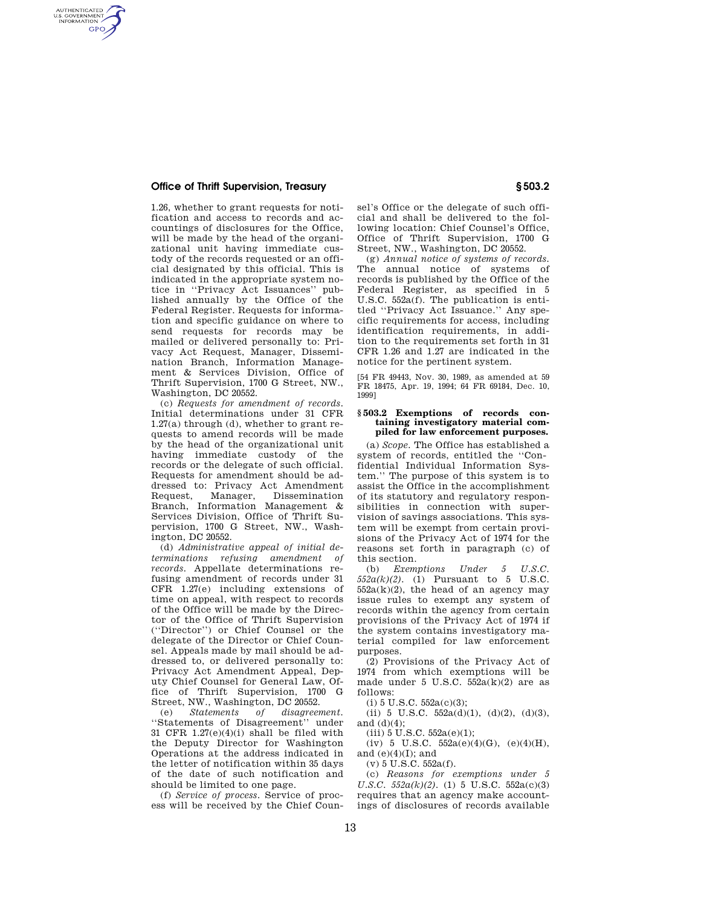1.26, whether to grant requests for notification and access to records and accountings of disclosures for the Office, will be made by the head of the organizational unit having immediate custody of the records requested or an official designated by this official. This is indicated in the appropriate system notice in ''Privacy Act Issuances'' published annually by the Office of the Federal Register. Requests for information and specific guidance on where to send requests for records may be mailed or delivered personally to: Privacy Act Request, Manager, Dissemination Branch, Information Management & Services Division, Office of Thrift Supervision, 1700 G Street, NW., Washington, DC 20552.

(c) *Requests for amendment of records.* Initial determinations under 31 CFR 1.27(a) through (d), whether to grant requests to amend records will be made by the head of the organizational unit having immediate custody of the records or the delegate of such official. Requests for amendment should be addressed to: Privacy Act Amendment Request, Manager, Dissemination Branch, Information Management & Services Division, Office of Thrift Supervision, 1700 G Street, NW., Washington, DC 20552.

(d) *Administrative appeal of initial determinations refusing amendment of records.* Appellate determinations refusing amendment of records under 31 CFR 1.27(e) including extensions of time on appeal, with respect to records of the Office will be made by the Director of the Office of Thrift Supervision (''Director'') or Chief Counsel or the delegate of the Director or Chief Counsel. Appeals made by mail should be addressed to, or delivered personally to: Privacy Act Amendment Appeal, Deputy Chief Counsel for General Law, Office of Thrift Supervision, 1700 G Street, NW., Washington, DC 20552.

(e) *Statements of disagreement.* ''Statements of Disagreement'' under 31 CFR 1.27(e)(4)(i) shall be filed with the Deputy Director for Washington Operations at the address indicated in the letter of notification within 35 days of the date of such notification and should be limited to one page.

(f) *Service of process.* Service of process will be received by the Chief Counsel's Office or the delegate of such official and shall be delivered to the following location: Chief Counsel's Office, Office of Thrift Supervision, 1700 G Street, NW., Washington, DC 20552.

(g) *Annual notice of systems of records.* The annual notice of systems of records is published by the Office of the Federal Register, as specified in 5 U.S.C. 552a(f). The publication is entitled ''Privacy Act Issuance.'' Any specific requirements for access, including identification requirements, in addition to the requirements set forth in 31 CFR 1.26 and 1.27 are indicated in the notice for the pertinent system.

[54 FR 49443, Nov. 30, 1989, as amended at 59 FR 18475, Apr. 19, 1994; 64 FR 69184, Dec. 10, 1999]

### § 503.2 Exemptions of records containing investigatory material compiled for law enforcement purposes.

(a) *Scope.* The Office has established a system of records, entitled the ''Confidential Individual Information System.'' The purpose of this system is to assist the Office in the accomplishment of its statutory and regulatory responsibilities in connection with supervision of savings associations. This system will be exempt from certain provisions of the Privacy Act of 1974 for the reasons set forth in paragraph (c) of this section.

(b) *Exemptions Under 5 U.S.C. 552a(k)(2).* (1) Pursuant to 5 U.S.C. 552a(k)(2), the head of an agency may issue rules to exempt any system of records within the agency from certain provisions of the Privacy Act of 1974 if the system contains investigatory material compiled for law enforcement purposes.

(2) Provisions of the Privacy Act of 1974 from which exemptions will be made under 5 U.S.C. 552a(k)(2) are as follows:

(i) 5 U.S.C. 552a(c)(3);

(ii) 5 U.S.C. 552a(d)(1), (d)(2), (d)(3), and (d)(4);

(iii) 5 U.S.C. 552a(e)(1);

(iv) 5 U.S.C. 552a(e)(4)(G), (e)(4)(H), and (e)(4)(I); and

(v) 5 U.S.C. 552a(f).

(c) *Reasons for exemptions under 5 U.S.C. 552a(k)(2).* (1) 5 U.S.C. 552a(c)(3) requires that an agency make accountings of disclosures of records available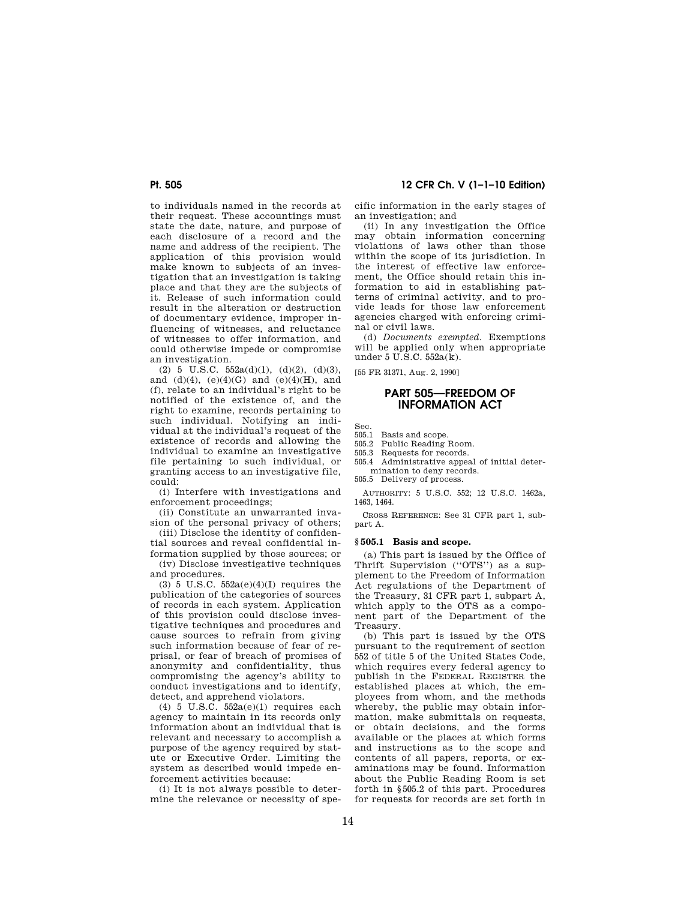to individuals named in the records at their request. These accountings must state the date, nature, and purpose of each disclosure of a record and the name and address of the recipient. The application of this provision would make known to subjects of an investigation that an investigation is taking place and that they are the subjects of it. Release of such information could result in the alteration or destruction of documentary evidence, improper influencing of witnesses, and reluctance of witnesses to offer information, and could otherwise impede or compromise an investigation.

(2) 5 U.S.C. 552a(d)(1), (d)(2), (d)(3), and (d)(4), (e)(4)(G) and (e)(4)(H), and (f), relate to an individual's right to be notified of the existence of, and the right to examine, records pertaining to such individual. Notifying an individual at the individual's request of the existence of records and allowing the individual to examine an investigative file pertaining to such individual, or granting access to an investigative file, could:

(i) Interfere with investigations and enforcement proceedings;

(ii) Constitute an unwarranted invasion of the personal privacy of others;

(iii) Disclose the identity of confidential sources and reveal confidential information supplied by those sources; or

(iv) Disclose investigative techniques and procedures.

(3) 5 U.S.C. 552a(e)(4)(I) requires the publication of the categories of sources of records in each system. Application of this provision could disclose investigative techniques and procedures and cause sources to refrain from giving such information because of fear of reprisal, or fear of breach of promises of anonymity and confidentiality, thus compromising the agency's ability to conduct investigations and to identify, detect, and apprehend violators.

(4) 5 U.S.C. 552a(e)(1) requires each agency to maintain in its records only information about an individual that is relevant and necessary to accomplish a purpose of the agency required by statute or Executive Order. Limiting the system as described would impede enforcement activities because:

(i) It is not always possible to determine the relevance or necessity of specific information in the early stages of an investigation; and

(ii) In any investigation the Office may obtain information concerning violations of laws other than those within the scope of its jurisdiction. In the interest of effective law enforcement, the Office should retain this information to aid in establishing patterns of criminal activity, and to provide leads for those law enforcement agencies charged with enforcing criminal or civil laws.

(d) *Documents exempted.* Exemptions will be applied only when appropriate under 5 U.S.C. 552a(k).

[55 FR 31371, Aug. 2, 1990]

# PART 505—FREEDOM OF INFORMATION ACT

Sec.
505.1 Basis and scope.
505.2 Public Reading Room.
505.3 Requests for records.
505.4 Administrative appeal of initial determination to deny records.
505.5 Delivery of process.

AUTHORITY: 5 U.S.C. 552; 12 U.S.C. 1462a, 1463, 1464.

CROSS REFERENCE: See 31 CFR part 1, subpart A.

## § 505.1 Basis and scope.

(a) This part is issued by the Office of Thrift Supervision (''OTS'') as a supplement to the Freedom of Information Act regulations of the Department of the Treasury, 31 CFR part 1, subpart A, which apply to the OTS as a component part of the Department of the Treasury.

(b) This part is issued by the OTS pursuant to the requirement of section 552 of title 5 of the United States Code, which requires every federal agency to publish in the FEDERAL REGISTER the established places at which, the employees from whom, and the methods whereby, the public may obtain information, make submittals on requests, or obtain decisions, and the forms available or the places at which forms and instructions as to the scope and contents of all papers, reports, or examinations may be found. Information about the Public Reading Room is set forth in §505.2 of this part. Procedures for requests for records are set forth in